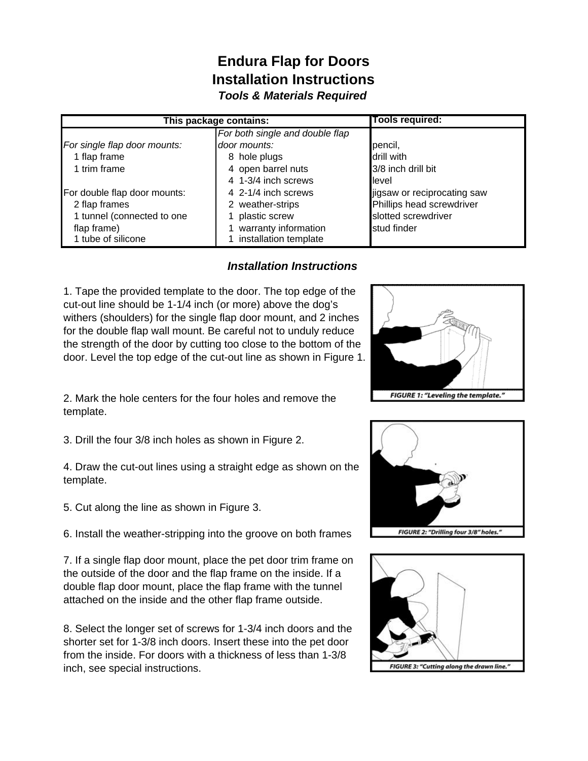# Endura Flap for Doors
# Installation Instructions

### *Tools & Materials Required*

| This package contains: | | Tools required: |
|---|---|---|
| *For single flap door mounts:* | *For both single and double flap door mounts:* | pencil, |
| 1 flap frame | 8 hole plugs | drill with |
| 1 trim frame | 4 open barrel nuts | 3/8 inch drill bit |
| | 4 1-3/4 inch screws | level |
| For double flap door mounts: | 4 2-1/4 inch screws | jigsaw or reciprocating saw |
| 2 flap frames | 2 weather-strips | Phillips head screwdriver |
| 1 tunnel (connected to one flap frame) | 1 plastic screw | slotted screwdriver |
| 1 tube of silicone | 1 warranty information | stud finder |
| | 1 installation template | |

### *Installation Instructions*

1. Tape the provided template to the door. The top edge of the cut-out line should be 1-1/4 inch (or more) above the dog's withers (shoulders) for the single flap door mount, and 2 inches for the double flap wall mount. Be careful not to unduly reduce the strength of the door by cutting too close to the bottom of the door. Level the top edge of the cut-out line as shown in Figure 1.

FIGURE 1: "Leveling the template."

2. Mark the hole centers for the four holes and remove the template.

3. Drill the four 3/8 inch holes as shown in Figure 2.

FIGURE 2: "Drilling four 3/8" holes."

4. Draw the cut-out lines using a straight edge as shown on the template.

5. Cut along the line as shown in Figure 3.

FIGURE 3: "Cutting along the drawn line."

6. Install the weather-stripping into the groove on both frames

7. If a single flap door mount, place the pet door trim frame on the outside of the door and the flap frame on the inside. If a double flap door mount, place the flap frame with the tunnel attached on the inside and the other flap frame outside.

8. Select the longer set of screws for 1-3/4 inch doors and the shorter set for 1-3/8 inch doors. Insert these into the pet door from the inside. For doors with a thickness of less than 1-3/8 inch, see special instructions.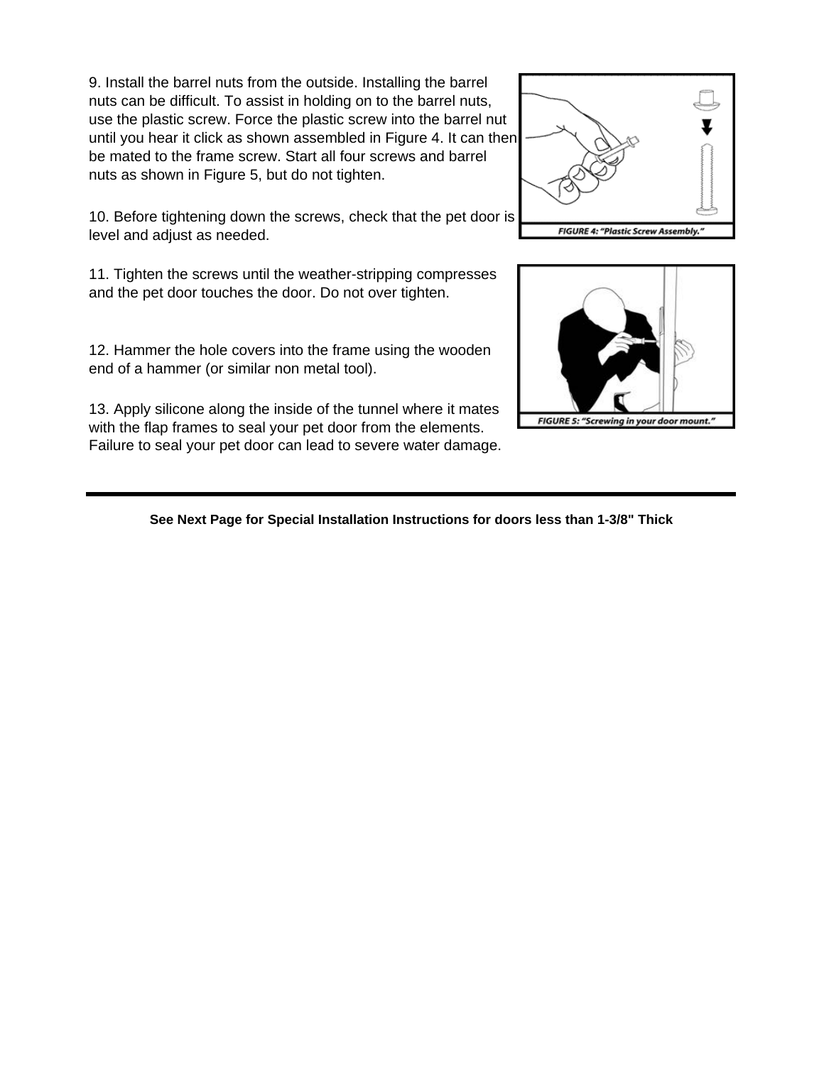9. Install the barrel nuts from the outside. Installing the barrel nuts can be difficult. To assist in holding on to the barrel nuts, use the plastic screw. Force the plastic screw into the barrel nut until you hear it click as shown assembled in Figure 4. It can then be mated to the frame screw. Start all four screws and barrel nuts as shown in Figure 5, but do not tighten.

10. Before tightening down the screws, check that the pet door is level and adjust as needed.

11. Tighten the screws until the weather-stripping compresses and the pet door touches the door. Do not over tighten.

12. Hammer the hole covers into the frame using the wooden end of a hammer (or similar non metal tool).

13. Apply silicone along the inside of the tunnel where it mates with the flap frames to seal your pet door from the elements. Failure to seal your pet door can lead to severe water damage.

FIGURE 4: "Plastic Screw Assembly."

FIGURE 5: "Screwing in your door mount."

---

**See Next Page for Special Installation Instructions for doors less than 1-3/8" Thick**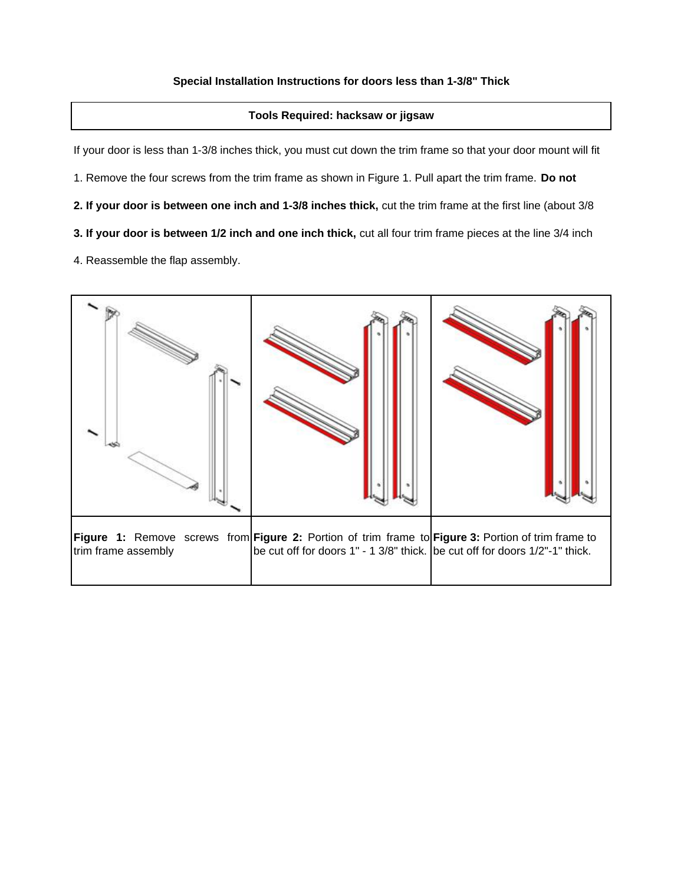**Special Installation Instructions for doors less than 1-3/8" Thick**

| **Tools Required: hacksaw or jigsaw** |
|---|

If your door is less than 1-3/8 inches thick, you must cut down the trim frame so that your door mount will fit

1. Remove the four screws from the trim frame as shown in Figure 1. Pull apart the trim frame. **Do not**

**2. If your door is between one inch and 1-3/8 inches thick,** cut the trim frame at the first line (about 3/8

**3. If your door is between 1/2 inch and one inch thick,** cut all four trim frame pieces at the line 3/4 inch

4. Reassemble the flap assembly.

| | | |
|---|---|---|
| | | |
| **Figure 1:** Remove screws from trim frame assembly | **Figure 2:** Portion of trim frame to be cut off for doors 1" - 1 3/8" thick. | **Figure 3:** Portion of trim frame to be cut off for doors 1/2"-1" thick. |